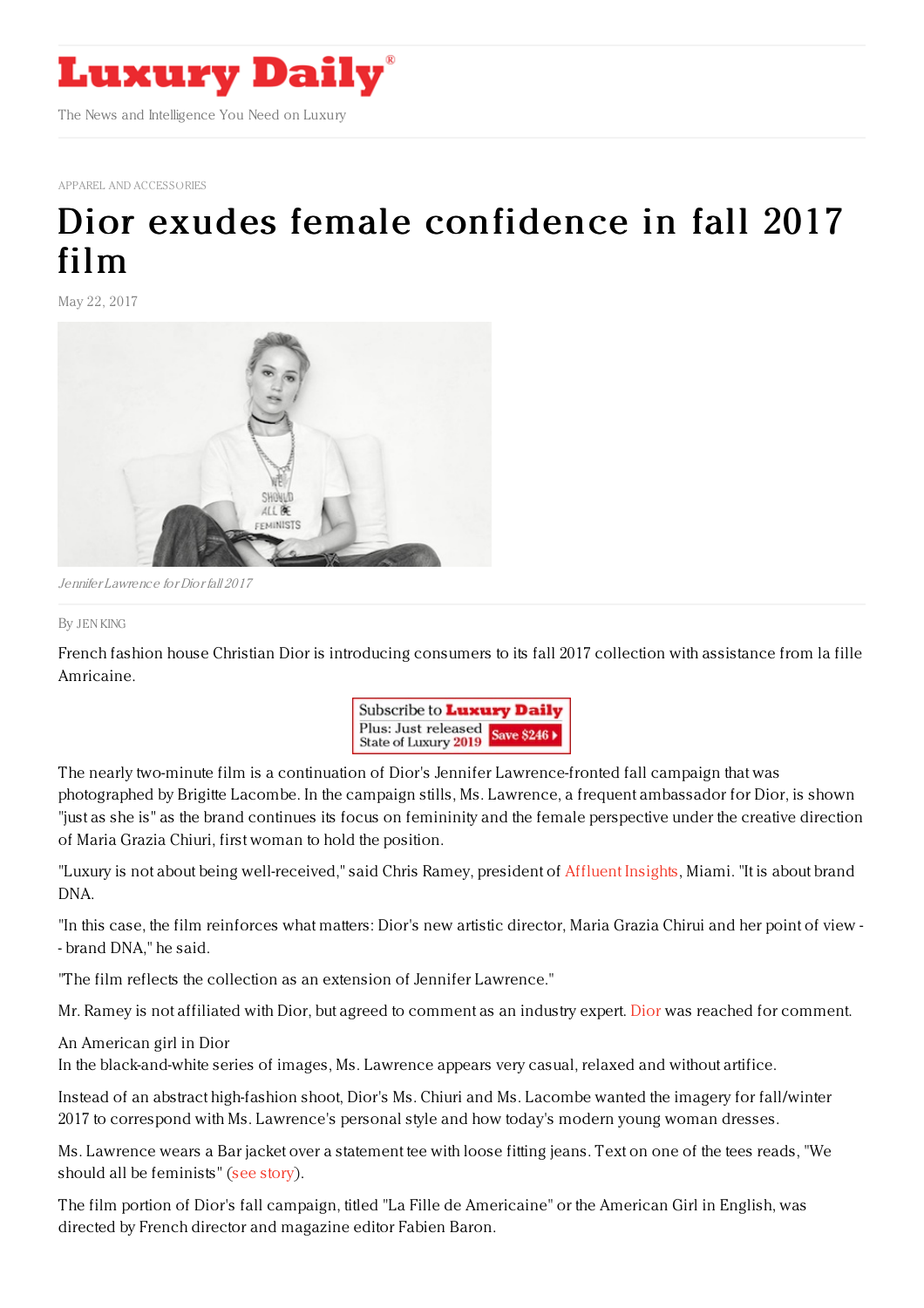# Luxury Daily

The News and Intelligence You Need on Luxury

APPAREL AND ACCESSORIES

# Dior exudes female confidence in fall 2017 film

May 22, 2017

*Jennifer Lawrence for Dior fall 2017*

By JEN KING

French fashion house Christian Dior is introducing consumers to its fall 2017 collection with assistance from la fille Amricaine.

The nearly two-minute film is a continuation of Dior's Jennifer Lawrence-fronted fall campaign that was photographed by Brigitte Lacombe. In the campaign stills, Ms. Lawrence, a frequent ambassador for Dior, is shown "just as she is" as the brand continues its focus on femininity and the female perspective under the creative direction of Maria Grazia Chiuri, first woman to hold the position.

"Luxury is not about being well-received," said Chris Ramey, president of Affluent Insights, Miami. "It is about brand DNA.

"In this case, the film reinforces what matters: Dior's new artistic director, Maria Grazia Chirui and her point of view -- brand DNA," he said.

"The film reflects the collection as an extension of Jennifer Lawrence."

Mr. Ramey is not affiliated with Dior, but agreed to comment as an industry expert. Dior was reached for comment.

An American girl in Dior

In the black-and-white series of images, Ms. Lawrence appears very casual, relaxed and without artifice.

Instead of an abstract high-fashion shoot, Dior's Ms. Chiuri and Ms. Lacombe wanted the imagery for fall/winter 2017 to correspond with Ms. Lawrence's personal style and how today's modern young woman dresses.

Ms. Lawrence wears a Bar jacket over a statement tee with loose fitting jeans. Text on one of the tees reads, "We should all be feminists" (see story).

The film portion of Dior's fall campaign, titled "La Fille de Americaine" or the American Girl in English, was directed by French director and magazine editor Fabien Baron.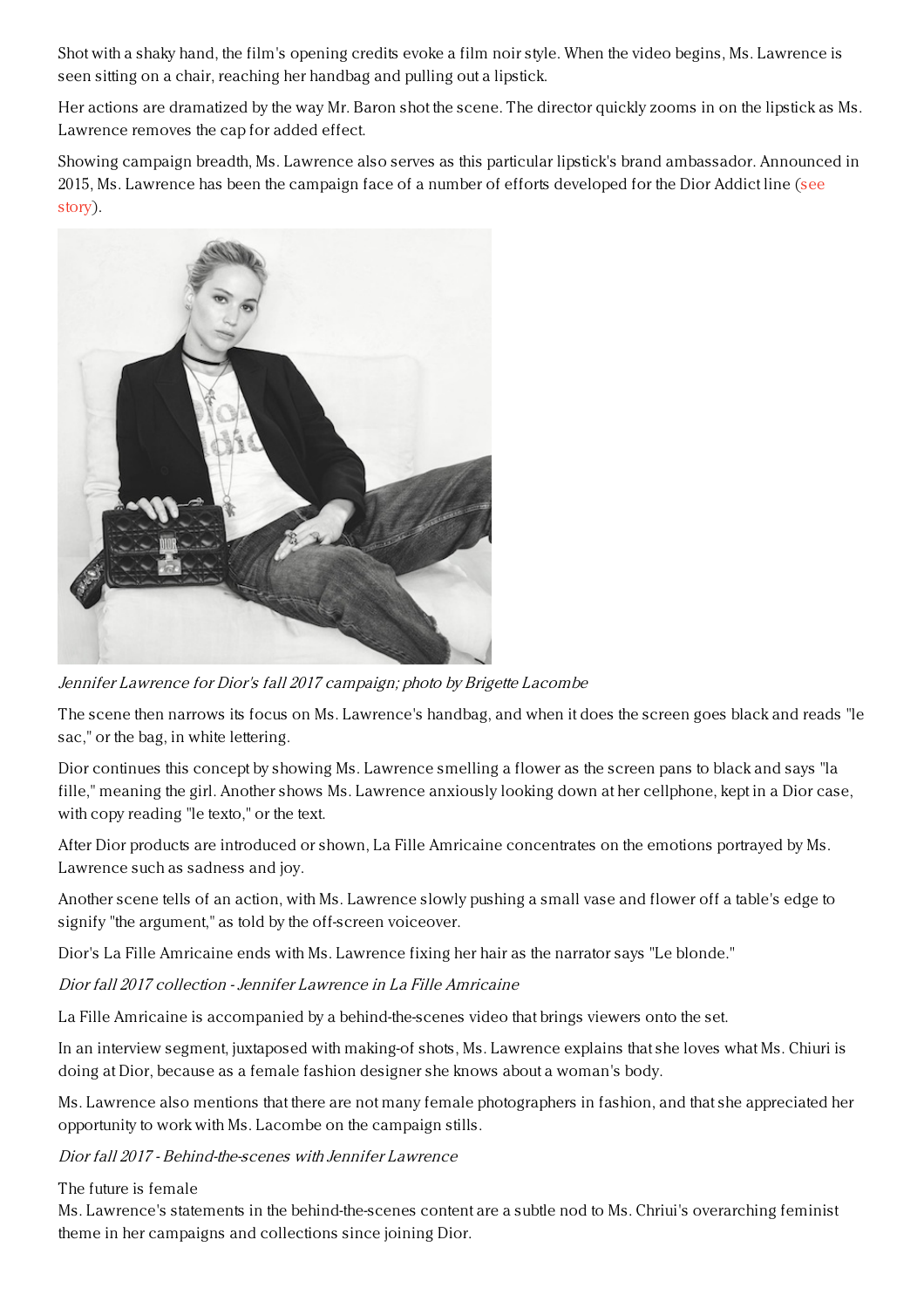Shot with a shaky hand, the film's opening credits evoke a film noir style. When the video begins, Ms. Lawrence is seen sitting on a chair, reaching her handbag and pulling out a lipstick.

Her actions are dramatized by the way Mr. Baron shot the scene. The director quickly zooms in on the lipstick as Ms. Lawrence removes the cap for added effect.

Showing campaign breadth, Ms. Lawrence also serves as this particular lipstick's brand ambassador. Announced in 2015, Ms. Lawrence has been the campaign face of a number of efforts developed for the Dior Addict line (see story).

*Jennifer Lawrence for Dior's fall 2017 campaign; photo by Brigette Lacombe*

The scene then narrows its focus on Ms. Lawrence's handbag, and when it does the screen goes black and reads "le sac," or the bag, in white lettering.

Dior continues this concept by showing Ms. Lawrence smelling a flower as the screen pans to black and says "la fille," meaning the girl. Another shows Ms. Lawrence anxiously looking down at her cellphone, kept in a Dior case, with copy reading "le texto," or the text.

After Dior products are introduced or shown, La Fille Amricaine concentrates on the emotions portrayed by Ms. Lawrence such as sadness and joy.

Another scene tells of an action, with Ms. Lawrence slowly pushing a small vase and flower off a table's edge to signify "the argument," as told by the off-screen voiceover.

Dior's La Fille Amricaine ends with Ms. Lawrence fixing her hair as the narrator says "Le blonde."

*Dior fall 2017 collection - Jennifer Lawrence in La Fille Amricaine*

La Fille Amricaine is accompanied by a behind-the-scenes video that brings viewers onto the set.

In an interview segment, juxtaposed with making-of shots, Ms. Lawrence explains that she loves what Ms. Chiuri is doing at Dior, because as a female fashion designer she knows about a woman's body.

Ms. Lawrence also mentions that there are not many female photographers in fashion, and that she appreciated her opportunity to work with Ms. Lacombe on the campaign stills.

*Dior fall 2017 - Behind-the-scenes with Jennifer Lawrence*

## The future is female

Ms. Lawrence's statements in the behind-the-scenes content are a subtle nod to Ms. Chriui's overarching feminist theme in her campaigns and collections since joining Dior.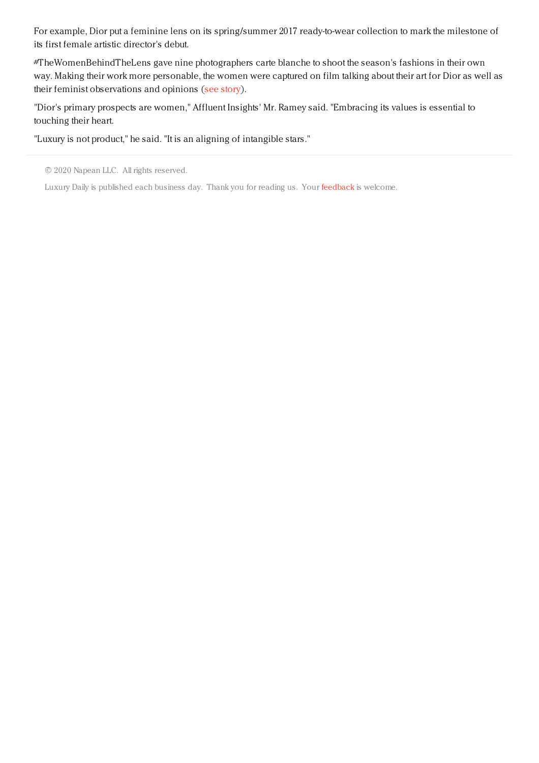For example, Dior put a feminine lens on its spring/summer 2017 ready-to-wear collection to mark the milestone of its first female artistic director's debut.

#TheWomenBehindTheLens gave nine photographers carte blanche to shoot the season's fashions in their own way. Making their work more personable, the women were captured on film talking about their art for Dior as well as their feminist observations and opinions (see story).

"Dior's primary prospects are women," Affluent Insights' Mr. Ramey said. "Embracing its values is essential to touching their heart.

"Luxury is not product," he said. "It is an aligning of intangible stars."

© 2020 Napean LLC. All rights reserved.

Luxury Daily is published each business day. Thank you for reading us. Your feedback is welcome.